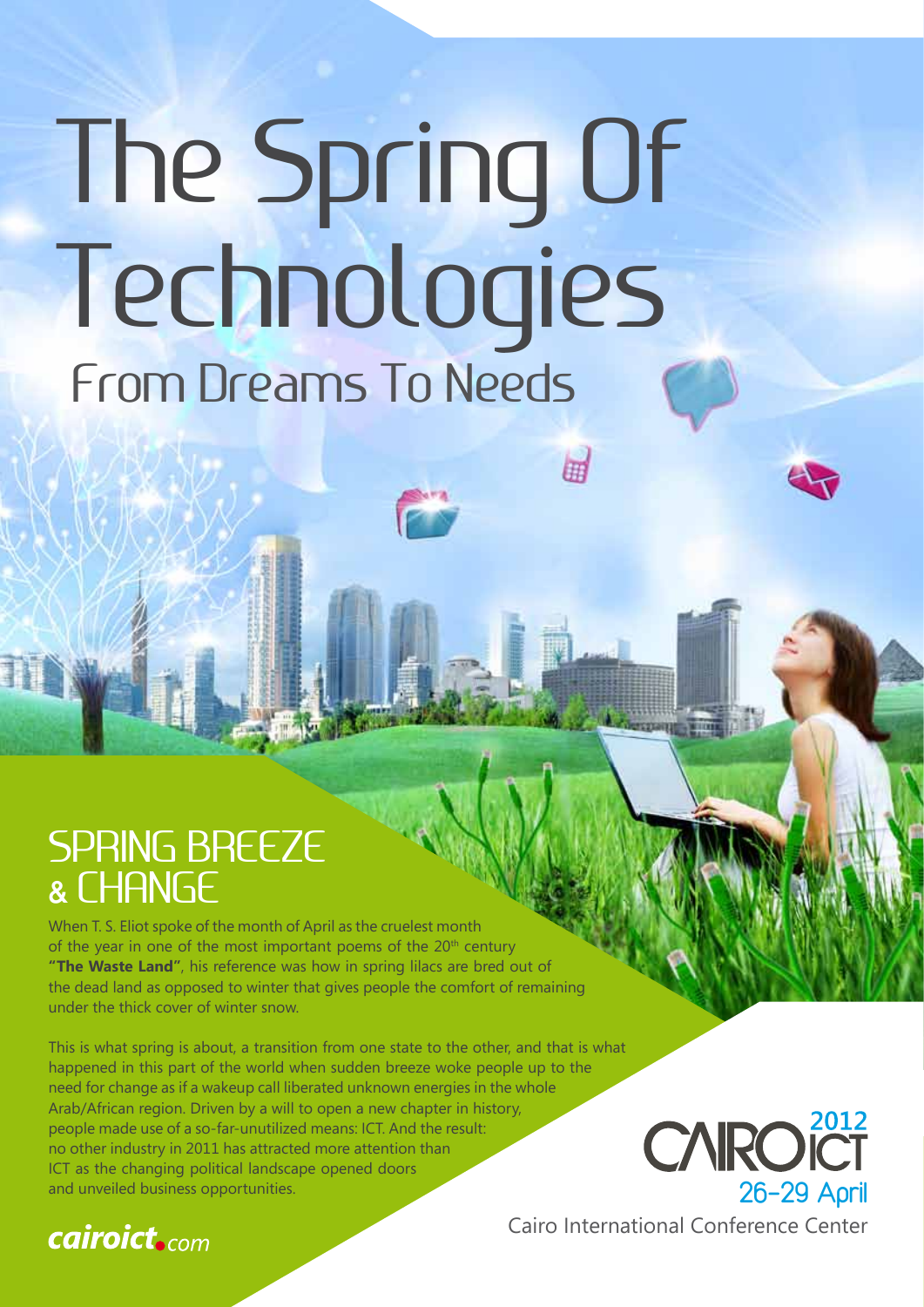# The Spring Of Technologies

## From Dreams To Needs

## SPRING BREEZE & CHANGE

When T. S. Eliot spoke of the month of April as the cruelest month of the year in one of the most important poems of the 20th century **"The Waste Land"**, his reference was how in spring lilacs are bred out of the dead land as opposed to winter that gives people the comfort of remaining under the thick cover of winter snow.

This is what spring is about, a transition from one state to the other, and that is what happened in this part of the world when sudden breeze woke people up to the need for change as if a wakeup call liberated unknown energies in the whole Arab/African region. Driven by a will to open a new chapter in history, people made use of a so-far-unutilized means: ICT. And the result: no other industry in 2011 has attracted more attention than ICT as the changing political landscape opened doors and unveiled business opportunities.

CAIRO ICT 2012
26-29 April
Cairo International Conference Center

cairoict.com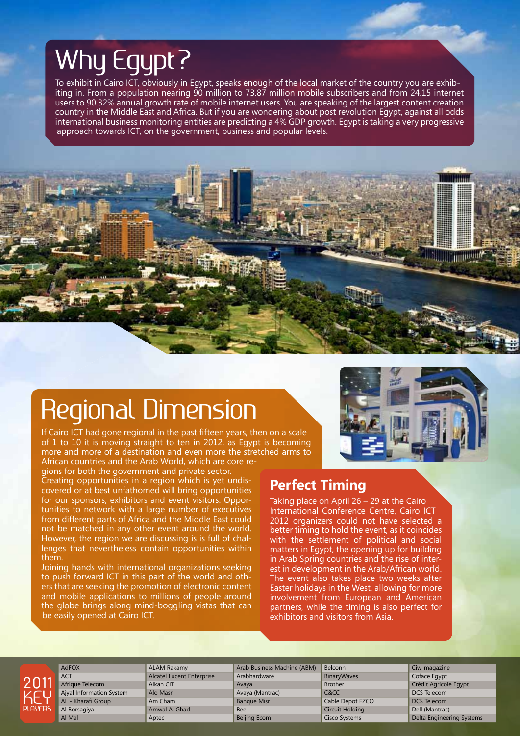# Why Egypt?

To exhibit in Cairo ICT, obviously in Egypt, speaks enough of the local market of the country you are exhibiting in. From a population nearing 90 million to 73.87 million mobile subscribers and from 24.15 internet users to 90.32% annual growth rate of mobile internet users. You are speaking of the largest content creation country in the Middle East and Africa. But if you are wondering about post revolution Egypt, against all odds international business monitoring entities are predicting a 4% GDP growth. Egypt is taking a very progressive approach towards ICT, on the government, business and popular levels.

# Regional Dimension

If Cairo ICT had gone regional in the past fifteen years, then on a scale of 1 to 10 it is moving straight to ten in 2012, as Egypt is becoming more and more of a destination and even more the stretched arms to African countries and the Arab World, which are core regions for both the government and private sector.

Creating opportunities in a region which is yet undiscovered or at best unfathomed will bring opportunities for our sponsors, exhibitors and event visitors. Opportunities to network with a large number of executives from different parts of Africa and the Middle East could not be matched in any other event around the world. However, the region we are discussing is is full of challenges that nevertheless contain opportunities within them.

Joining hands with international organizations seeking to push forward ICT in this part of the world and others that are seeking the promotion of electronic content and mobile applications to millions of people around the globe brings along mind-boggling vistas that can be easily opened at Cairo ICT.

## Perfect Timing

Taking place on April 26 – 29 at the Cairo International Conference Centre, Cairo ICT 2012 organizers could not have selected a better timing to hold the event, as it coincides with the settlement of political and social matters in Egypt, the opening up for building in Arab Spring countries and the rise of interest in development in the Arab/African world. The event also takes place two weeks after Easter holidays in the West, allowing for more involvement from European and American partners, while the timing is also perfect for exhibitors and visitors from Asia.

## 2011 KEY PLAYERS

| | | | | |
|---|---|---|---|---|
| AdFOX | ALAM Rakamy | Arab Business Machine (ABM) | Belconn | Ciw-magazine |
| ACT | Alcatel Lucent Enterprise | Arabhardware | BinaryWaves | Coface Egypt |
| Afrique Telecom | Alkan CIT | Avaya | Brother | Crédit Agricole Egypt |
| Ajyal Information System | Alo Masr | Avaya (Mantrac) | C&CC | DCS Telecom |
| AL - Kharafi Group | Am Cham | Banque Misr | Cable Depot FZCO | DCS Telecom |
| Al Borsagiya | Amwal Al Ghad | Bee | Circuit Holding | Dell (Mantrac) |
| Al Mal | Aptec | Beijing Ecom | Cisco Systems | Delta Engineering Systems |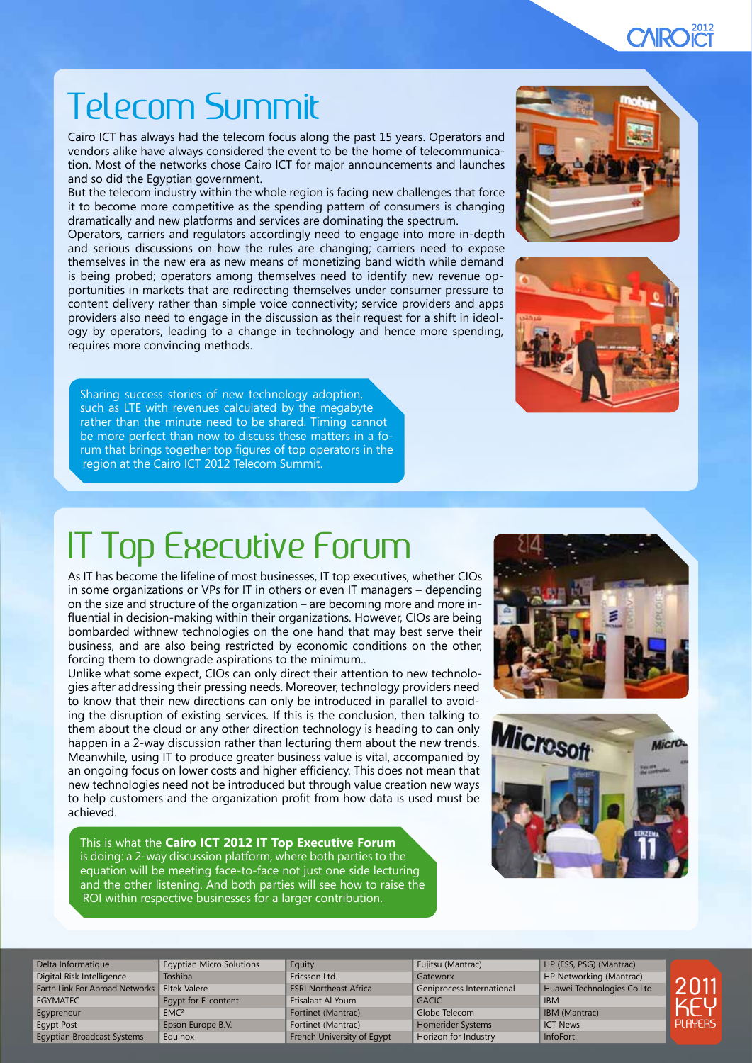# Telecom Summit

Cairo ICT has always had the telecom focus along the past 15 years. Operators and vendors alike have always considered the event to be the home of telecommunication. Most of the networks chose Cairo ICT for major announcements and launches and so did the Egyptian government.

But the telecom industry within the whole region is facing new challenges that force it to become more competitive as the spending pattern of consumers is changing dramatically and new platforms and services are dominating the spectrum.

Operators, carriers and regulators accordingly need to engage into more in-depth and serious discussions on how the rules are changing; carriers need to expose themselves in the new era as new means of monetizing band width while demand is being probed; operators among themselves need to identify new revenue opportunities in markets that are redirecting themselves under consumer pressure to content delivery rather than simple voice connectivity; service providers and apps providers also need to engage in the discussion as their request for a shift in ideology by operators, leading to a change in technology and hence more spending, requires more convincing methods.

Sharing success stories of new technology adoption, such as LTE with revenues calculated by the megabyte rather than the minute need to be shared. Timing cannot be more perfect than now to discuss these matters in a forum that brings together top figures of top operators in the region at the Cairo ICT 2012 Telecom Summit.

# IT Top Executive Forum

As IT has become the lifeline of most businesses, IT top executives, whether CIOs in some organizations or VPs for IT in others or even IT managers – depending on the size and structure of the organization – are becoming more and more influential in decision-making within their organizations. However, CIOs are being bombarded withnew technologies on the one hand that may best serve their business, and are also being restricted by economic conditions on the other, forcing them to downgrade aspirations to the minimum..

Unlike what some expect, CIOs can only direct their attention to new technologies after addressing their pressing needs. Moreover, technology providers need to know that their new directions can only be introduced in parallel to avoiding the disruption of existing services. If this is the conclusion, then talking to them about the cloud or any other direction technology is heading to can only happen in a 2-way discussion rather than lecturing them about the new trends. Meanwhile, using IT to produce greater business value is vital, accompanied by an ongoing focus on lower costs and higher efficiency. This does not mean that new technologies need not be introduced but through value creation new ways to help customers and the organization profit from how data is used must be achieved.

This is what the **Cairo ICT 2012 IT Top Executive Forum** is doing: a 2-way discussion platform, where both parties to the equation will be meeting face-to-face not just one side lecturing and the other listening. And both parties will see how to raise the ROI within respective businesses for a larger contribution.

## 2011 KEY PLAYERS

| | | | | |
|---|---|---|---|---|
| Delta Informatique | Egyptian Micro Solutions | Equity | Fujitsu (Mantrac) | HP (ESS, PSG) (Mantrac) |
| Digital Risk Intelligence | Toshiba | Ericsson Ltd. | Gateworx | HP Networking (Mantrac) |
| Earth Link For Abroad Networks | Eltek Valere | ESRI Northeast Africa | Geniprocess International | Huawei Technologies Co.Ltd |
| EGYMATEC | Egypt for E-content | Etisalaat Al Youm | GACIC | IBM |
| Egypreneur | EMC² | Fortinet (Mantrac) | Globe Telecom | IBM (Mantrac) |
| Egypt Post | Epson Europe B.V. | Fortinet (Mantrac) | Homerider Systems | ICT News |
| Egyptian Broadcast Systems | Equinox | French University of Egypt | Horizon for Industry | InfoFort |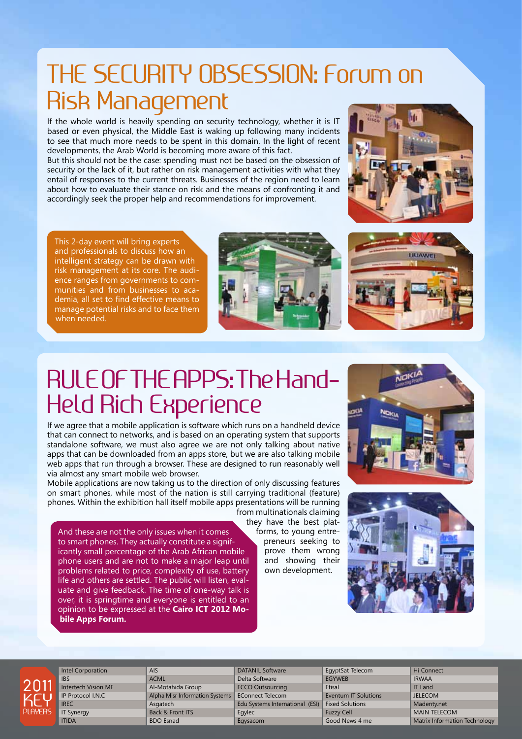# THE SECURITY OBSESSION: Forum on Risk Management

If the whole world is heavily spending on security technology, whether it is IT based or even physical, the Middle East is waking up following many incidents to see that much more needs to be spent in this domain. In the light of recent developments, the Arab World is becoming more aware of this fact.

But this should not be the case: spending must not be based on the obsession of security or the lack of it, but rather on risk management activities with what they entail of responses to the current threats. Businesses of the region need to learn about how to evaluate their stance on risk and the means of confronting it and accordingly seek the proper help and recommendations for improvement.

This 2-day event will bring experts and professionals to discuss how an intelligent strategy can be drawn with risk management at its core. The audience ranges from governments to communities and from businesses to academia, all set to find effective means to manage potential risks and to face them when needed.

# RULE OF THE APPS: The Hand-Held Rich Experience

If we agree that a mobile application is software which runs on a handheld device that can connect to networks, and is based on an operating system that supports standalone software, we must also agree we are not only talking about native apps that can be downloaded from an apps store, but we are also talking mobile web apps that run through a browser. These are designed to run reasonably well via almost any smart mobile web browser.

Mobile applications are now taking us to the direction of only discussing features on smart phones, while most of the nation is still carrying traditional (feature) phones. Within the exhibition hall itself mobile apps presentations will be running from multinationals claiming they have the best platforms, to young entrepreneurs seeking to prove them wrong and showing their own development.

And these are not the only issues when it comes to smart phones. They actually constitute a significantly small percentage of the Arab African mobile phone users and are not to make a major leap until problems related to price, complexity of use, battery life and others are settled. The public will listen, evaluate and give feedback. The time of one-way talk is over, it is springtime and everyone is entitled to an opinion to be expressed at the **Cairo ICT 2012 Mobile Apps Forum.**

## 2011 KEY PLAYERS

| | | | | |
|---|---|---|---|---|
| Intel Corporation | AIS | DATANIL Software | EgyptSat Telecom | Hi Connect |
| IBS | ACML | Delta Software | EGYWEB | IRWAA |
| Intertech Vision ME | Al-Motahida Group | ECCO Outsourcing | Etisal | IT Land |
| IP Protocol I.N.C | Alpha Misr Information Systems | EConnect Telecom | Eventum IT Solutions | JELECOM |
| IREC | Asgatech | Edu Systems International (ESI) | Fixed Solutions | Madenty.net |
| IT Synergy | Back & Front ITS | Egylec | Fuzzy Cell | MAIN TELECOM |
| ITIDA | BDO Esnad | Egysacom | Good News 4 me | Matrix Information Technology |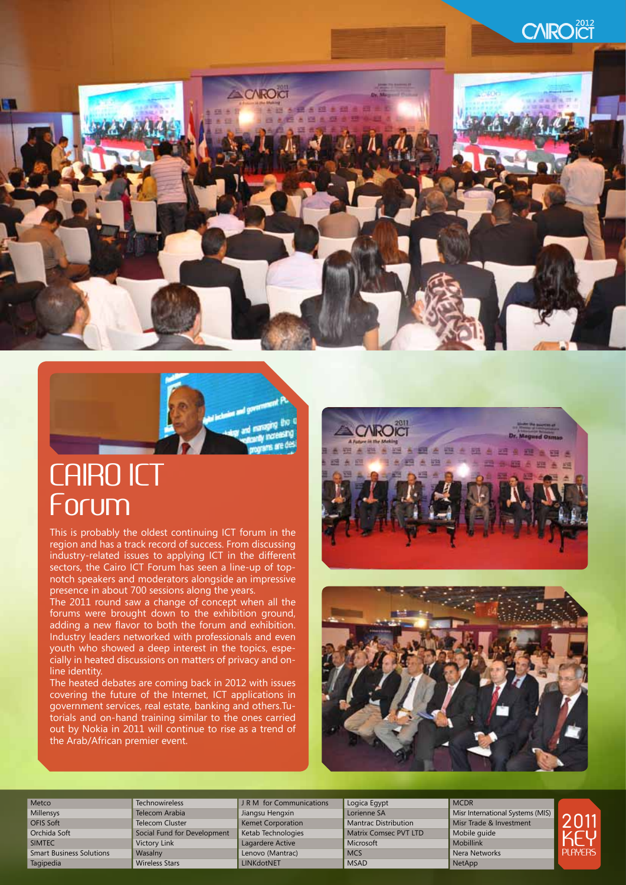# CAIRO ICT Forum

This is probably the oldest continuing ICT forum in the region and has a track record of success. From discussing industry-related issues to applying ICT in the different sectors, the Cairo ICT Forum has seen a line-up of top-notch speakers and moderators alongside an impressive presence in about 700 sessions along the years.

The 2011 round saw a change of concept when all the forums were brought down to the exhibition ground, adding a new flavor to both the forum and exhibition. Industry leaders networked with professionals and even youth who showed a deep interest in the topics, especially in heated discussions on matters of privacy and online identity.

The heated debates are coming back in 2012 with issues covering the future of the Internet, ICT applications in government services, real estate, banking and others.Tutorials and on-hand training similar to the ones carried out by Nokia in 2011 will continue to rise as a trend of the Arab/African premier event.

## 2011 KEY PLAYERS

| | | | | |
|---|---|---|---|---|
| Metco | Technowireless | J R M for Communications | Logica Egypt | MCDR |
| Millensys | Telecom Arabia | Jiangsu Hengxin | Lorienne SA | Misr International Systems (MIS) |
| OFIS Soft | Telecom Cluster | Kemet Corporation | Mantrac Distribution | Misr Trade & Investment |
| Orchida Soft | Social Fund for Development | Ketab Technologies | Matrix Comsec PVT LTD | Mobile guide |
| SIMTEC | Victory Link | Lagardere Active | Microsoft | Mobillink |
| Smart Business Solutions | Wasalny | Lenovo (Mantrac) | MCS | Nera Networks |
| Tagipedia | Wireless Stars | LINKdotNET | MSAD | NetApp |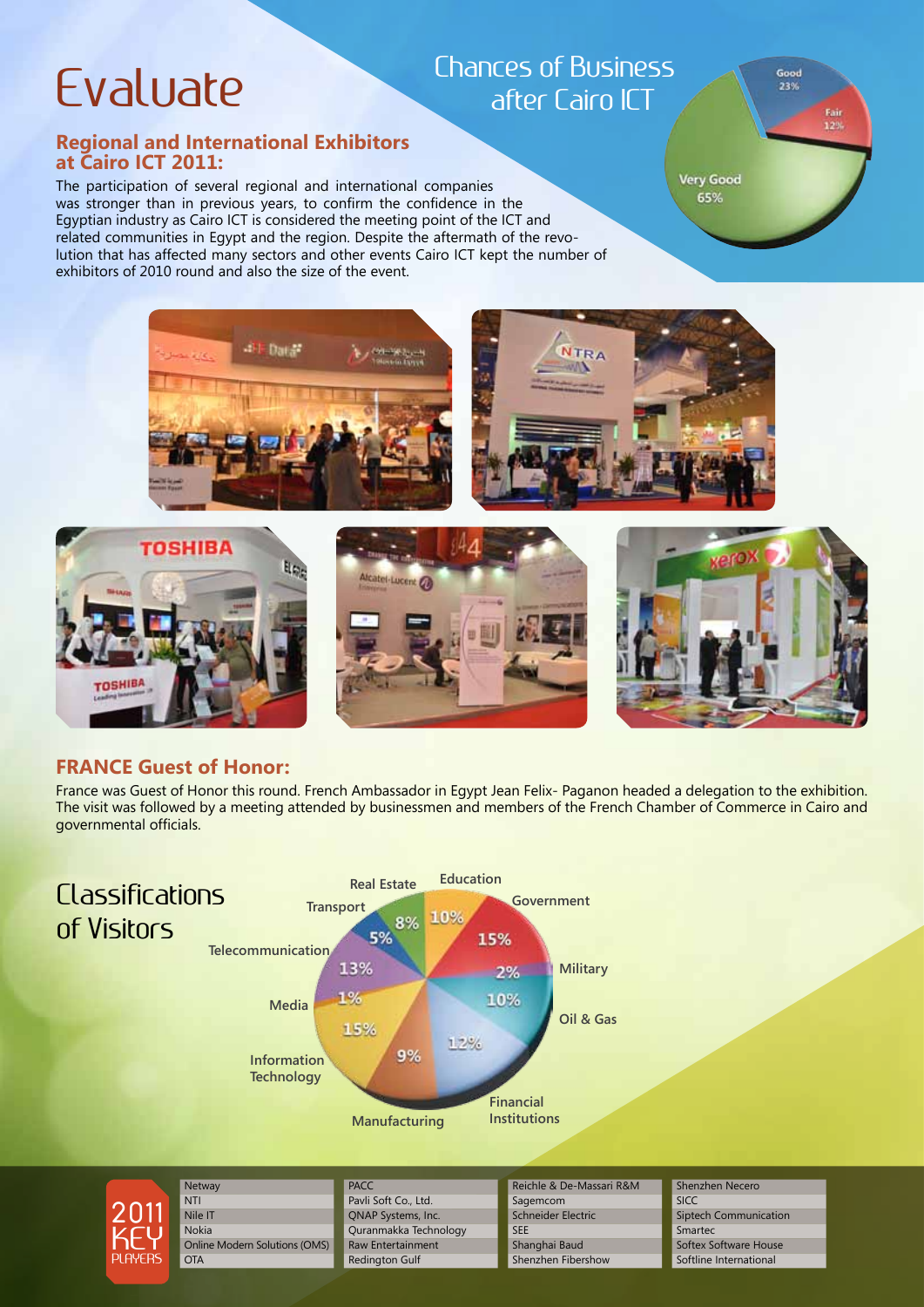# Evaluate

## Chances of Business after Cairo ICT

- Very Good 65%
- Good 23%
- Fair 12%

### Regional and International Exhibitors at Cairo ICT 2011:

The participation of several regional and international companies was stronger than in previous years, to confirm the confidence in the Egyptian industry as Cairo ICT is considered the meeting point of the ICT and related communities in Egypt and the region. Despite the aftermath of the revolution that has affected many sectors and other events Cairo ICT kept the number of exhibitors of 2010 round and also the size of the event.

### FRANCE Guest of Honor:

France was Guest of Honor this round. French Ambassador in Egypt Jean Felix- Paganon headed a delegation to the exhibition. The visit was followed by a meeting attended by businessmen and members of the French Chamber of Commerce in Cairo and governmental officials.

## Classifications of Visitors

- Education 10%
- Government 15%
- Military 2%
- Oil & Gas 10%
- Financial Institutions 12%
- Manufacturing 9%
- Information Technology 15%
- Media 1%
- Telecommunication 13%
- Transport 5%
- Real Estate 8%

## 2011 KEY PLAYERS

| | | | |
|---|---|---|---|
| Netway | PACC | Reichle & De-Massari R&M | Shenzhen Necero |
| NTI | Pavli Soft Co., Ltd. | Sagemcom | SICC |
| Nile IT | QNAP Systems, Inc. | Schneider Electric | Siptech Communication |
| Nokia | Quranmakka Technology | SEE | Smartec |
| Online Modern Solutions (OMS) | Raw Entertainment | Shanghai Baud | Softex Software House |
| OTA | Redington Gulf | Shenzhen Fibershow | Softline International |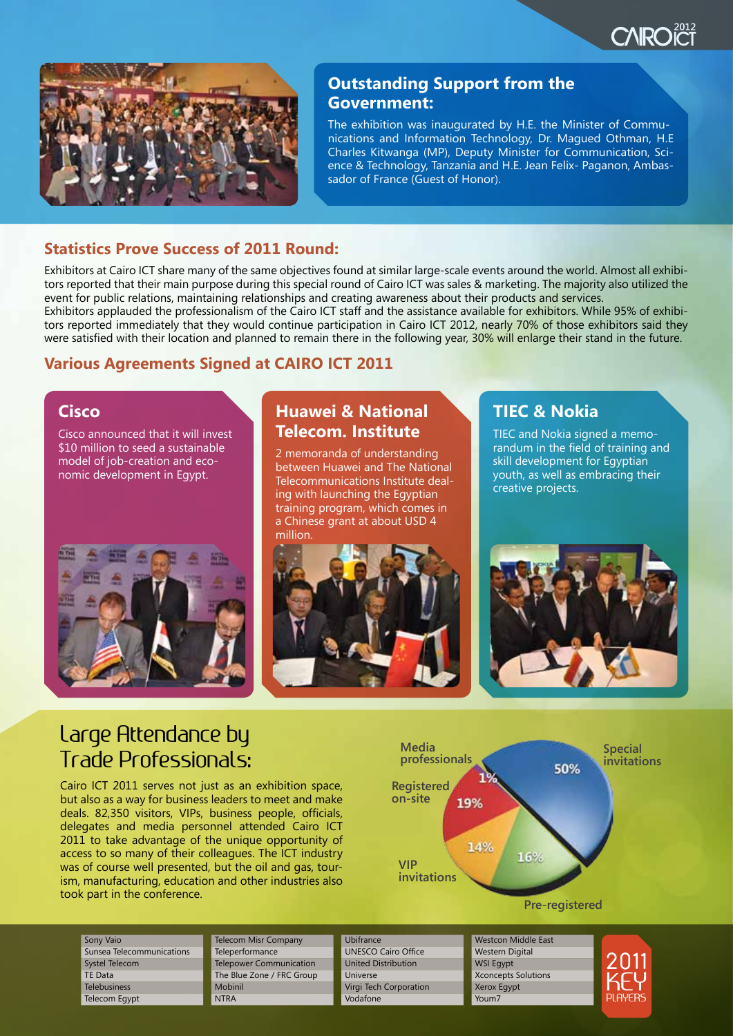## Outstanding Support from the Government:

The exhibition was inaugurated by H.E. the Minister of Communications and Information Technology, Dr. Magued Othman, H.E Charles Kitwanga (MP), Deputy Minister for Communication, Science & Technology, Tanzania and H.E. Jean Felix- Paganon, Ambassador of France (Guest of Honor).

## Statistics Prove Success of 2011 Round:

Exhibitors at Cairo ICT share many of the same objectives found at similar large-scale events around the world. Almost all exhibitors reported that their main purpose during this special round of Cairo ICT was sales & marketing. The majority also utilized the event for public relations, maintaining relationships and creating awareness about their products and services.

Exhibitors applauded the professionalism of the Cairo ICT staff and the assistance available for exhibitors. While 95% of exhibitors reported immediately that they would continue participation in Cairo ICT 2012, nearly 70% of those exhibitors said they were satisfied with their location and planned to remain there in the following year, 30% will enlarge their stand in the future.

## Various Agreements Signed at CAIRO ICT 2011

### Cisco

Cisco announced that it will invest $10 million to seed a sustainable model of job-creation and economic development in Egypt.

### Huawei & National Telecom. Institute

2 memoranda of understanding between Huawei and The National Telecommunications Institute dealing with launching the Egyptian training program, which comes in a Chinese grant at about USD 4 million.

### TIEC & Nokia

TIEC and Nokia signed a memorandum in the field of training and skill development for Egyptian youth, as well as embracing their creative projects.

## Large Attendance by Trade Professionals:

Cairo ICT 2011 serves not just as an exhibition space, but also as a way for business leaders to meet and make deals. 82,350 visitors, VIPs, business people, officials, delegates and media personnel attended Cairo ICT 2011 to take advantage of the unique opportunity of access to so many of their colleagues. The ICT industry was of course well presented, but the oil and gas, tourism, manufacturing, education and other industries also took part in the conference.

| Category | Share |
|---|---|
| Special invitations | 50% |
| Pre-registered | 16% |
| VIP invitations | 14% |
| Registered on-site | 19% |
| Media professionals | 1% |

## 2011 KEY PLAYERS

| | | | |
|---|---|---|---|
| Sony Vaio | Telecom Misr Company | Ubifrance | Westcon Middle East |
| Sunsea Telecommunications | Teleperformance | UNESCO Cairo Office | Western Digital |
| Systel Telecom | Telepower Communication | United Distribution | WSI Egypt |
| TE Data | The Blue Zone / FRC Group | Universe | Xconcepts Solutions |
| Telebusiness | Mobinil | Virgi Tech Corporation | Xerox Egypt |
| Telecom Egypt | NTRA | Vodafone | Youm7 |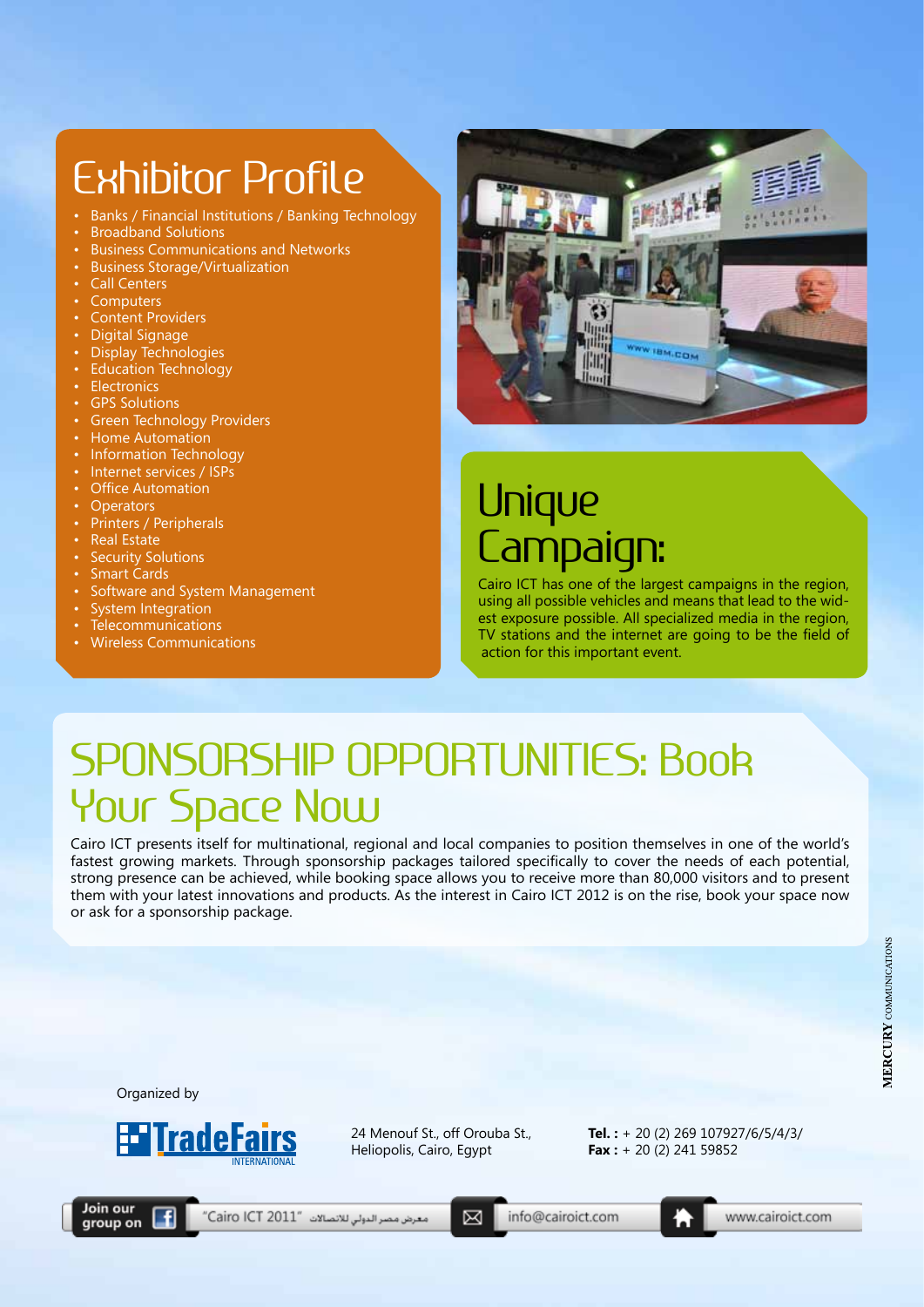# Exhibitor Profile

- Banks / Financial Institutions / Banking Technology
- Broadband Solutions
- Business Communications and Networks
- Business Storage/Virtualization
- Call Centers
- Computers
- Content Providers
- Digital Signage
- Display Technologies
- Education Technology
- Electronics
- GPS Solutions
- Green Technology Providers
- Home Automation
- Information Technology
- Internet services / ISPs
- Office Automation
- Operators
- Printers / Peripherals
- Real Estate
- Security Solutions
- Smart Cards
- Software and System Management
- System Integration
- Telecommunications
- Wireless Communications

# Unique Campaign:

Cairo ICT has one of the largest campaigns in the region, using all possible vehicles and means that lead to the widest exposure possible. All specialized media in the region, TV stations and the internet are going to be the field of action for this important event.

# SPONSORSHIP OPPORTUNITIES: Book Your Space Now

Cairo ICT presents itself for multinational, regional and local companies to position themselves in one of the world's fastest growing markets. Through sponsorship packages tailored specifically to cover the needs of each potential, strong presence can be achieved, while booking space allows you to receive more than 80,000 visitors and to present them with your latest innovations and products. As the interest in Cairo ICT 2012 is on the rise, book your space now or ask for a sponsorship package.

Organized by

TradeFairs INTERNATIONAL

24 Menouf St., off Orouba St.,
Heliopolis, Cairo, Egypt

**Tel. :** + 20 (2) 269 107927/6/5/4/3/
**Fax :** + 20 (2) 241 59852

Join our group on "Cairo ICT 2011" معرض مصر الدولي للاتصالات

info@cairoict.com

www.cairoict.com

MERCURY COMMUNICATIONS